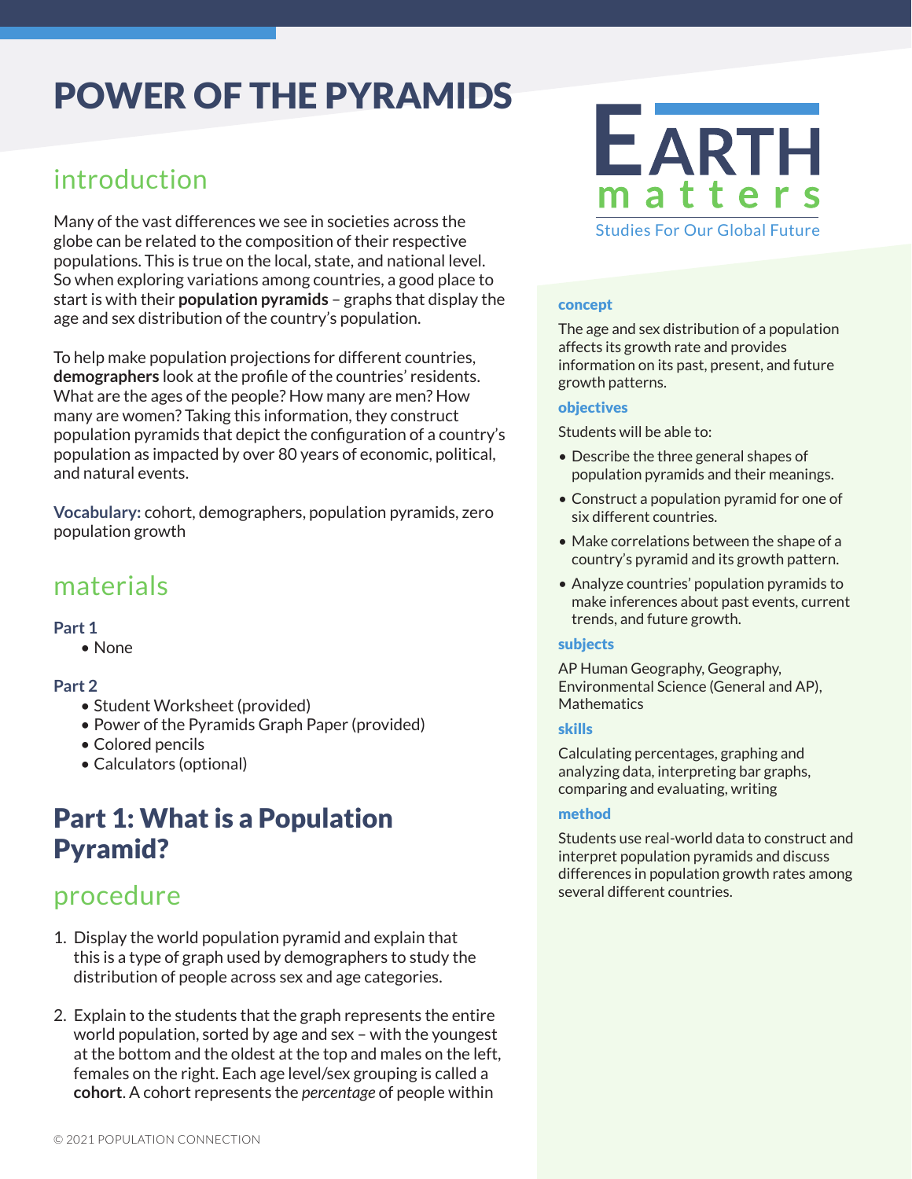# POWER OF THE PYRAMIDS

## introduction

Many of the vast differences we see in societies across the globe can be related to the composition of their respective populations. This is true on the local, state, and national level. So when exploring variations among countries, a good place to start is with their **population pyramids** – graphs that display the age and sex distribution of the country's population.

To help make population projections for different countries, **demographers** look at the profile of the countries' residents. What are the ages of the people? How many are men? How many are women? Taking this information, they construct population pyramids that depict the configuration of a country's population as impacted by over 80 years of economic, political, and natural events.

**Vocabulary:** cohort, demographers, population pyramids, zero population growth

**concept**

The age and sex distribution of a population affects its growth rate and provides information on its past, present, and future growth patterns.

**objectives**

Students will be able to:

- Describe the three general shapes of population pyramids and their meanings.
- Construct a population pyramid for one of six different countries.
- Make correlations between the shape of a country's pyramid and its growth pattern.
- Analyze countries' population pyramids to make inferences about past events, current trends, and future growth.

**subjects**

AP Human Geography, Geography, Environmental Science (General and AP), Mathematics

**skills**

Calculating percentages, graphing and analyzing data, interpreting bar graphs, comparing and evaluating, writing

**method**

Students use real-world data to construct and interpret population pyramids and discuss differences in population growth rates among several different countries.

## materials

**Part 1**

- None

**Part 2**

- Student Worksheet (provided)
- Power of the Pyramids Graph Paper (provided)
- Colored pencils
- Calculators (optional)

## Part 1: What is a Population Pyramid?

## procedure

1. Display the world population pyramid and explain that this is a type of graph used by demographers to study the distribution of people across sex and age categories.

2. Explain to the students that the graph represents the entire world population, sorted by age and sex – with the youngest at the bottom and the oldest at the top and males on the left, females on the right. Each age level/sex grouping is called a **cohort**. A cohort represents the *percentage* of people within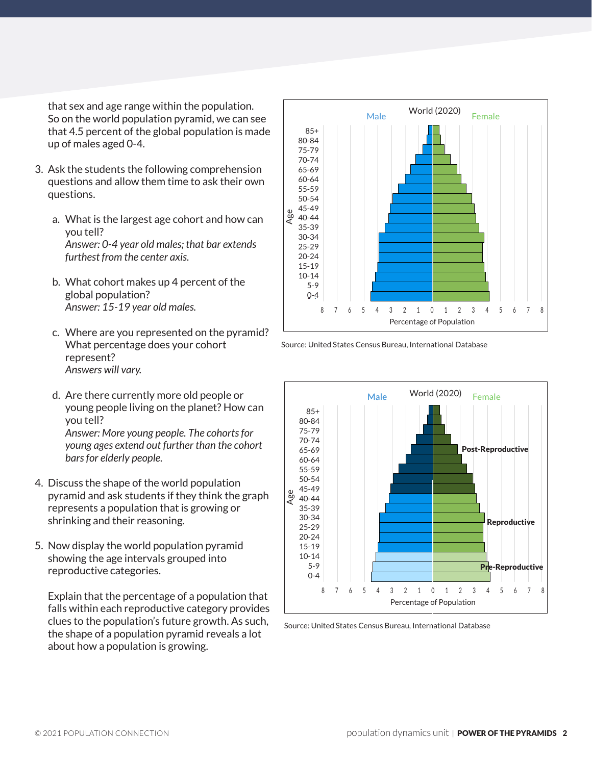that sex and age range within the population. So on the world population pyramid, we can see that 4.5 percent of the global population is made up of males aged 0-4.

3. Ask the students the following comprehension questions and allow them time to ask their own questions.

   a. What is the largest age cohort and how can you tell?
   *Answer: 0-4 year old males; that bar extends furthest from the center axis.*

   b. What cohort makes up 4 percent of the global population?
   *Answer: 15-19 year old males.*

   c. Where are you represented on the pyramid? What percentage does your cohort represent?
   *Answers will vary.*

   d. Are there currently more old people or young people living on the planet? How can you tell?
   *Answer: More young people. The cohorts for young ages extend out further than the cohort bars for elderly people.*

4. Discuss the shape of the world population pyramid and ask students if they think the graph represents a population that is growing or shrinking and their reasoning.

5. Now display the world population pyramid showing the age intervals grouped into reproductive categories.

   Explain that the percentage of a population that falls within each reproductive category provides clues to the population's future growth. As such, the shape of a population pyramid reveals a lot about how a population is growing.

World (2020)

Source: United States Census Bureau, International Database

World (2020)

Source: United States Census Bureau, International Database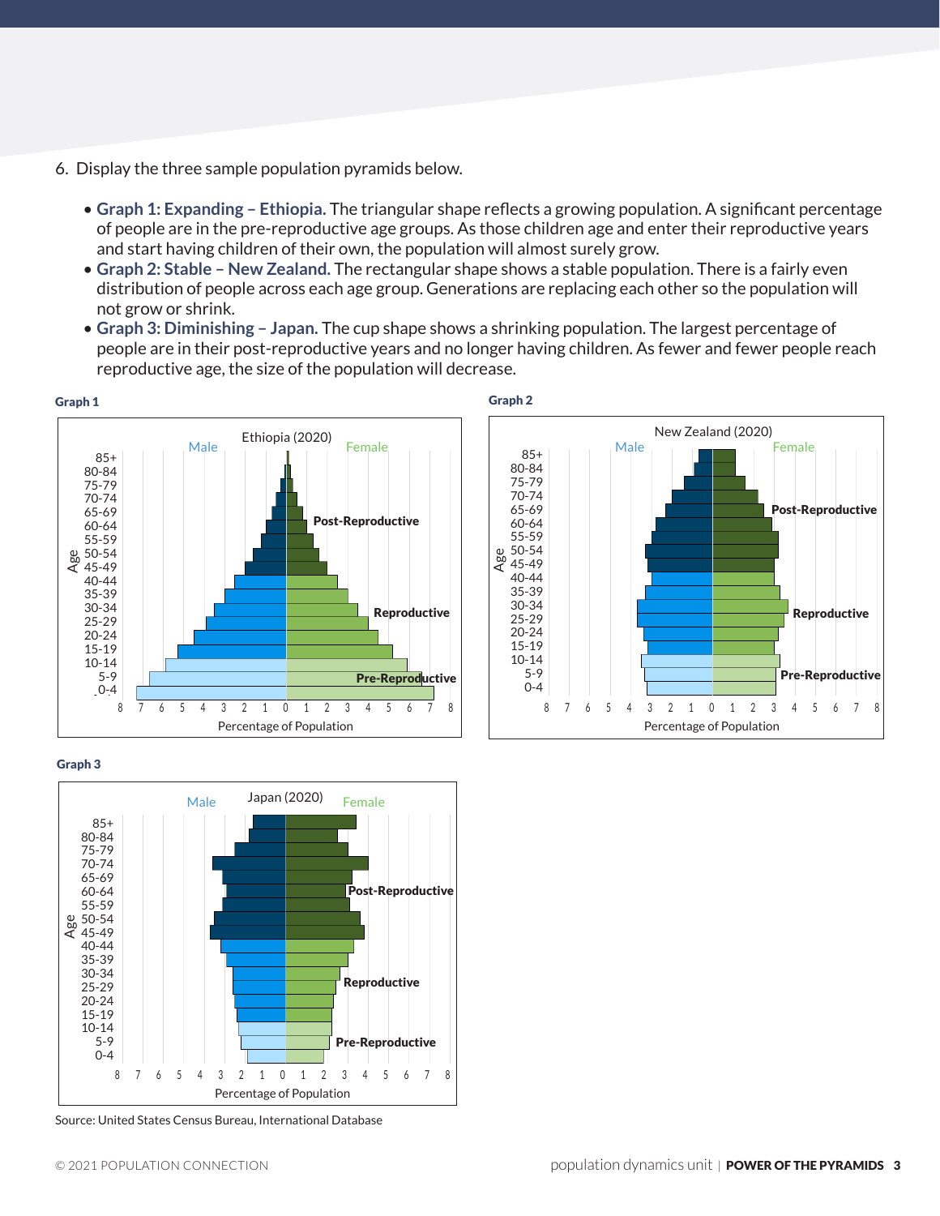6. Display the three sample population pyramids below.

   - **Graph 1: Expanding – Ethiopia.** The triangular shape reflects a growing population. A significant percentage of people are in the pre-reproductive age groups. As those children age and enter their reproductive years and start having children of their own, the population will almost surely grow.
   - **Graph 2: Stable – New Zealand.** The rectangular shape shows a stable population. There is a fairly even distribution of people across each age group. Generations are replacing each other so the population will not grow or shrink.
   - **Graph 3: Diminishing – Japan.** The cup shape shows a shrinking population. The largest percentage of people are in their post-reproductive years and no longer having children. As fewer and fewer people reach reproductive age, the size of the population will decrease.

**Graph 1**

Ethiopia (2020)

**Graph 2**

New Zealand (2020)

**Graph 3**

Japan (2020)

Source: United States Census Bureau, International Database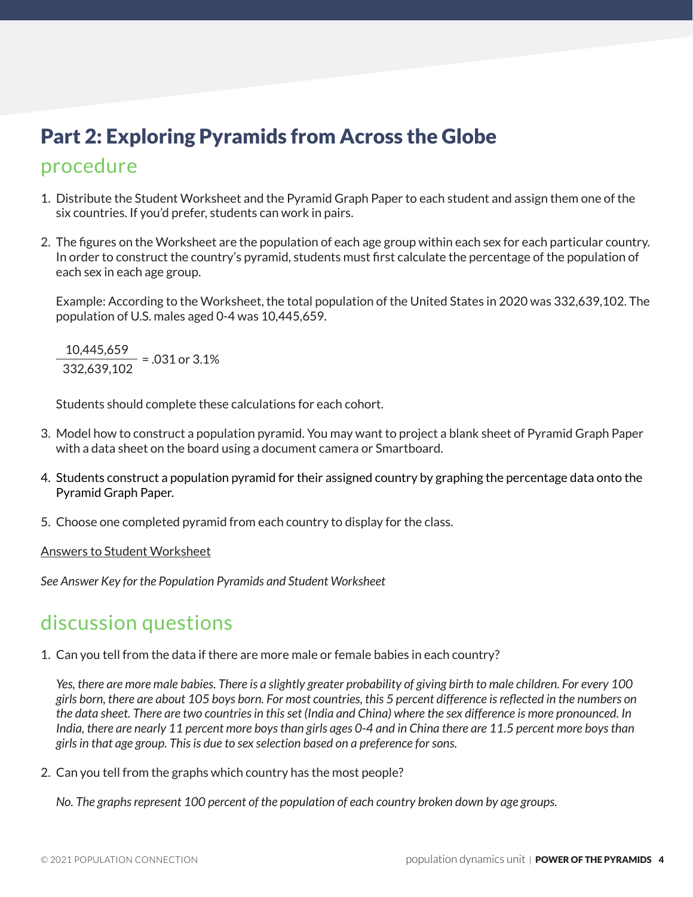## Part 2: Exploring Pyramids from Across the Globe

### procedure

1. Distribute the Student Worksheet and the Pyramid Graph Paper to each student and assign them one of the six countries. If you'd prefer, students can work in pairs.

2. The figures on the Worksheet are the population of each age group within each sex for each particular country. In order to construct the country's pyramid, students must first calculate the percentage of the population of each sex in each age group.

   Example: According to the Worksheet, the total population of the United States in 2020 was 332,639,102. The population of U.S. males aged 0-4 was 10,445,659.

   $$\frac{10{,}445{,}659}{332{,}639{,}102} = .031 \text{ or } 3.1\%$$

   Students should complete these calculations for each cohort.

3. Model how to construct a population pyramid. You may want to project a blank sheet of Pyramid Graph Paper with a data sheet on the board using a document camera or Smartboard.

4. Students construct a population pyramid for their assigned country by graphing the percentage data onto the Pyramid Graph Paper.

5. Choose one completed pyramid from each country to display for the class.

Answers to Student Worksheet

*See Answer Key for the Population Pyramids and Student Worksheet*

### discussion questions

1. Can you tell from the data if there are more male or female babies in each country?

   *Yes, there are more male babies. There is a slightly greater probability of giving birth to male children. For every 100 girls born, there are about 105 boys born. For most countries, this 5 percent difference is reflected in the numbers on the data sheet. There are two countries in this set (India and China) where the sex difference is more pronounced. In India, there are nearly 11 percent more boys than girls ages 0-4 and in China there are 11.5 percent more boys than girls in that age group. This is due to sex selection based on a preference for sons.*

2. Can you tell from the graphs which country has the most people?

   *No. The graphs represent 100 percent of the population of each country broken down by age groups.*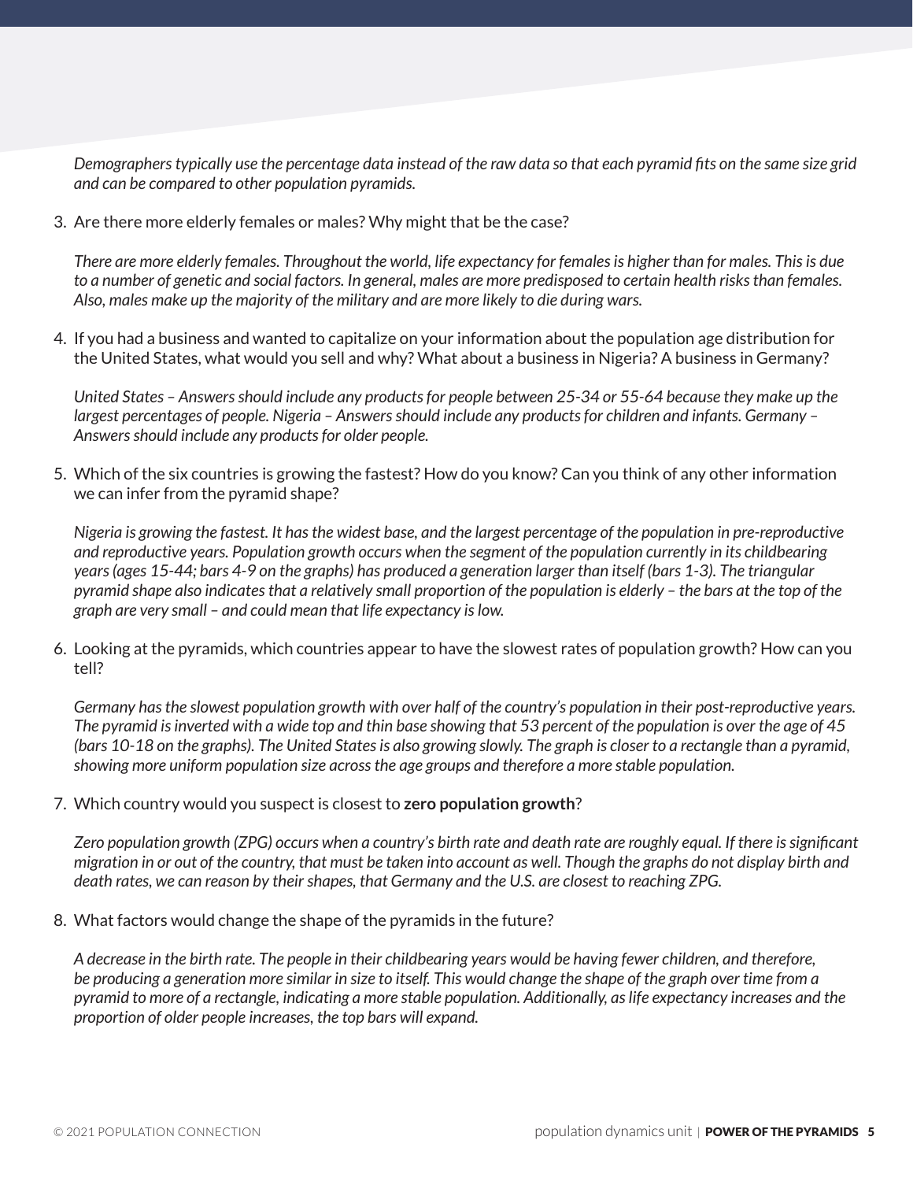*Demographers typically use the percentage data instead of the raw data so that each pyramid fits on the same size grid and can be compared to other population pyramids.*

3. Are there more elderly females or males? Why might that be the case?

   *There are more elderly females. Throughout the world, life expectancy for females is higher than for males. This is due to a number of genetic and social factors. In general, males are more predisposed to certain health risks than females. Also, males make up the majority of the military and are more likely to die during wars.*

4. If you had a business and wanted to capitalize on your information about the population age distribution for the United States, what would you sell and why? What about a business in Nigeria? A business in Germany?

   *United States – Answers should include any products for people between 25-34 or 55-64 because they make up the largest percentages of people. Nigeria – Answers should include any products for children and infants. Germany – Answers should include any products for older people.*

5. Which of the six countries is growing the fastest? How do you know? Can you think of any other information we can infer from the pyramid shape?

   *Nigeria is growing the fastest. It has the widest base, and the largest percentage of the population in pre-reproductive and reproductive years. Population growth occurs when the segment of the population currently in its childbearing years (ages 15-44; bars 4-9 on the graphs) has produced a generation larger than itself (bars 1-3). The triangular pyramid shape also indicates that a relatively small proportion of the population is elderly – the bars at the top of the graph are very small – and could mean that life expectancy is low.*

6. Looking at the pyramids, which countries appear to have the slowest rates of population growth? How can you tell?

   *Germany has the slowest population growth with over half of the country's population in their post-reproductive years. The pyramid is inverted with a wide top and thin base showing that 53 percent of the population is over the age of 45 (bars 10-18 on the graphs). The United States is also growing slowly. The graph is closer to a rectangle than a pyramid, showing more uniform population size across the age groups and therefore a more stable population.*

7. Which country would you suspect is closest to **zero population growth**?

   *Zero population growth (ZPG) occurs when a country's birth rate and death rate are roughly equal. If there is significant migration in or out of the country, that must be taken into account as well. Though the graphs do not display birth and death rates, we can reason by their shapes, that Germany and the U.S. are closest to reaching ZPG.*

8. What factors would change the shape of the pyramids in the future?

   *A decrease in the birth rate. The people in their childbearing years would be having fewer children, and therefore, be producing a generation more similar in size to itself. This would change the shape of the graph over time from a pyramid to more of a rectangle, indicating a more stable population. Additionally, as life expectancy increases and the proportion of older people increases, the top bars will expand.*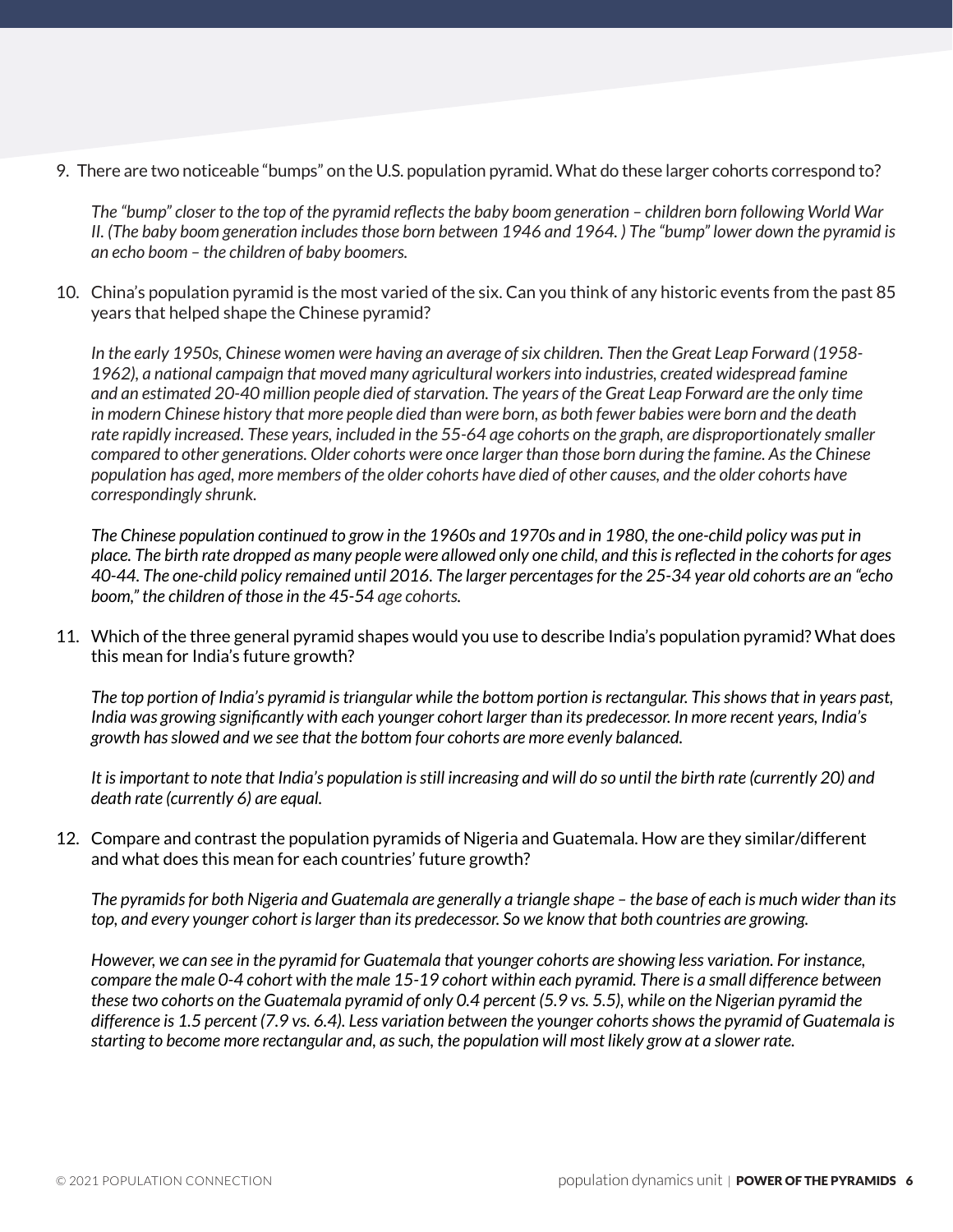9. There are two noticeable "bumps" on the U.S. population pyramid. What do these larger cohorts correspond to?

   *The "bump" closer to the top of the pyramid reflects the baby boom generation – children born following World War II. (The baby boom generation includes those born between 1946 and 1964. ) The "bump" lower down the pyramid is an echo boom – the children of baby boomers.*

10. China's population pyramid is the most varied of the six. Can you think of any historic events from the past 85 years that helped shape the Chinese pyramid?

    *In the early 1950s, Chinese women were having an average of six children. Then the Great Leap Forward (1958-1962), a national campaign that moved many agricultural workers into industries, created widespread famine and an estimated 20-40 million people died of starvation. The years of the Great Leap Forward are the only time in modern Chinese history that more people died than were born, as both fewer babies were born and the death rate rapidly increased. These years, included in the 55-64 age cohorts on the graph, are disproportionately smaller compared to other generations. Older cohorts were once larger than those born during the famine. As the Chinese population has aged, more members of the older cohorts have died of other causes, and the older cohorts have correspondingly shrunk.*

    *The Chinese population continued to grow in the 1960s and 1970s and in 1980, the one-child policy was put in place. The birth rate dropped as many people were allowed only one child, and this is reflected in the cohorts for ages 40-44. The one-child policy remained until 2016. The larger percentages for the 25-34 year old cohorts are an "echo boom," the children of those in the 45-54 age cohorts.*

11. Which of the three general pyramid shapes would you use to describe India's population pyramid? What does this mean for India's future growth?

    *The top portion of India's pyramid is triangular while the bottom portion is rectangular. This shows that in years past, India was growing significantly with each younger cohort larger than its predecessor. In more recent years, India's growth has slowed and we see that the bottom four cohorts are more evenly balanced.*

    *It is important to note that India's population is still increasing and will do so until the birth rate (currently 20) and death rate (currently 6) are equal.*

12. Compare and contrast the population pyramids of Nigeria and Guatemala. How are they similar/different and what does this mean for each countries' future growth?

    *The pyramids for both Nigeria and Guatemala are generally a triangle shape – the base of each is much wider than its top, and every younger cohort is larger than its predecessor. So we know that both countries are growing.*

    *However, we can see in the pyramid for Guatemala that younger cohorts are showing less variation. For instance, compare the male 0-4 cohort with the male 15-19 cohort within each pyramid. There is a small difference between these two cohorts on the Guatemala pyramid of only 0.4 percent (5.9 vs. 5.5), while on the Nigerian pyramid the difference is 1.5 percent (7.9 vs. 6.4). Less variation between the younger cohorts shows the pyramid of Guatemala is starting to become more rectangular and, as such, the population will most likely grow at a slower rate.*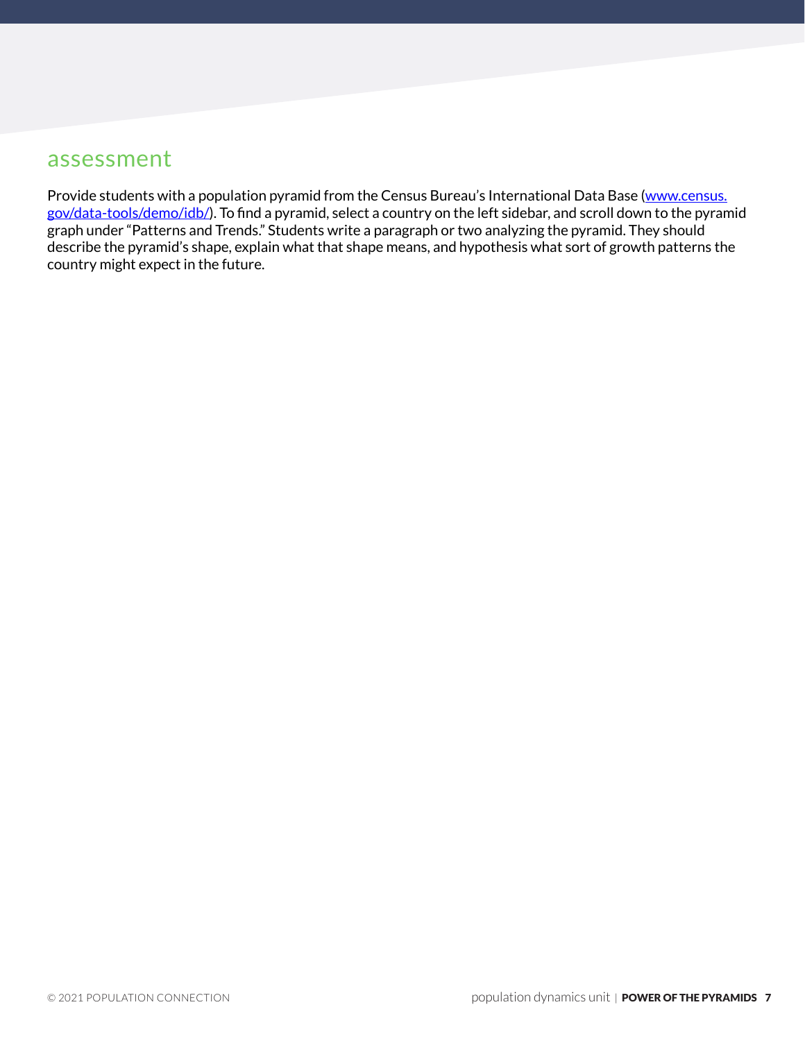## assessment

Provide students with a population pyramid from the Census Bureau's International Data Base ([www.census.gov/data-tools/demo/idb/](www.census.gov/data-tools/demo/idb/)). To find a pyramid, select a country on the left sidebar, and scroll down to the pyramid graph under "Patterns and Trends." Students write a paragraph or two analyzing the pyramid. They should describe the pyramid's shape, explain what that shape means, and hypothesis what sort of growth patterns the country might expect in the future.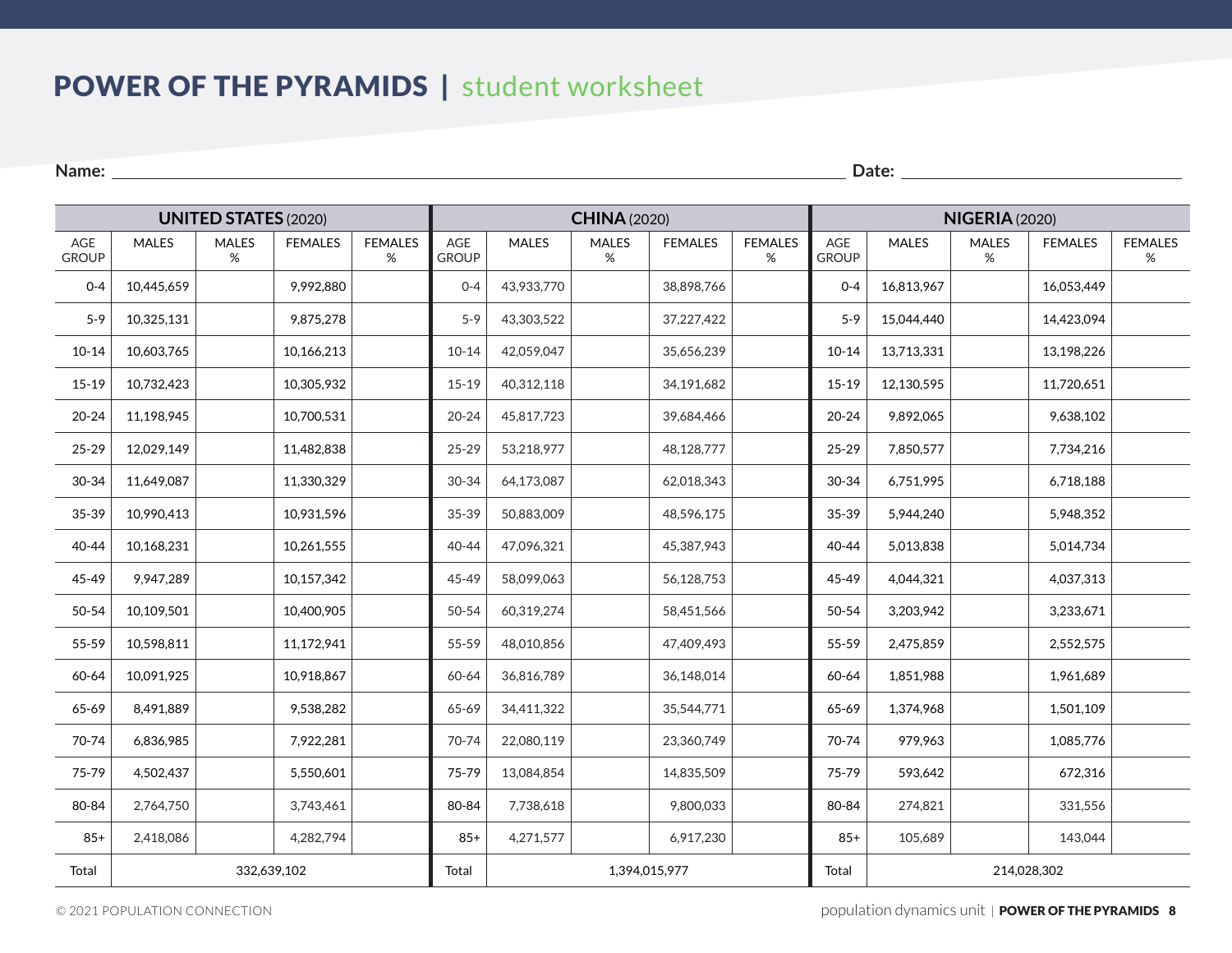# POWER OF THE PYRAMIDS | student worksheet

**Name:** ______________________________ **Date:** ______________

| UNITED STATES (2020) | | | | | CHINA (2020) | | | | | NIGERIA (2020) | | | | |
|---|---|---|---|---|---|---|---|---|---|---|---|---|---|---|
| AGE GROUP | MALES | MALES % | FEMALES | FEMALES % | AGE GROUP | MALES | MALES % | FEMALES | FEMALES % | AGE GROUP | MALES | MALES % | FEMALES | FEMALES % |
| 0-4 | 10,445,659 | | 9,992,880 | | 0-4 | 43,933,770 | | 38,898,766 | | 0-4 | 16,813,967 | | 16,053,449 | |
| 5-9 | 10,325,131 | | 9,875,278 | | 5-9 | 43,303,522 | | 37,227,422 | | 5-9 | 15,044,440 | | 14,423,094 | |
| 10-14 | 10,603,765 | | 10,166,213 | | 10-14 | 42,059,047 | | 35,656,239 | | 10-14 | 13,713,331 | | 13,198,226 | |
| 15-19 | 10,732,423 | | 10,305,932 | | 15-19 | 40,312,118 | | 34,191,682 | | 15-19 | 12,130,595 | | 11,720,651 | |
| 20-24 | 11,198,945 | | 10,700,531 | | 20-24 | 45,817,723 | | 39,684,466 | | 20-24 | 9,892,065 | | 9,638,102 | |
| 25-29 | 12,029,149 | | 11,482,838 | | 25-29 | 53,218,977 | | 48,128,777 | | 25-29 | 7,850,577 | | 7,734,216 | |
| 30-34 | 11,649,087 | | 11,330,329 | | 30-34 | 64,173,087 | | 62,018,343 | | 30-34 | 6,751,995 | | 6,718,188 | |
| 35-39 | 10,990,413 | | 10,931,596 | | 35-39 | 50,883,009 | | 48,596,175 | | 35-39 | 5,944,240 | | 5,948,352 | |
| 40-44 | 10,168,231 | | 10,261,555 | | 40-44 | 47,096,321 | | 45,387,943 | | 40-44 | 5,013,838 | | 5,014,734 | |
| 45-49 | 9,947,289 | | 10,157,342 | | 45-49 | 58,099,063 | | 56,128,753 | | 45-49 | 4,044,321 | | 4,037,313 | |
| 50-54 | 10,109,501 | | 10,400,905 | | 50-54 | 60,319,274 | | 58,451,566 | | 50-54 | 3,203,942 | | 3,233,671 | |
| 55-59 | 10,598,811 | | 11,172,941 | | 55-59 | 48,010,856 | | 47,409,493 | | 55-59 | 2,475,859 | | 2,552,575 | |
| 60-64 | 10,091,925 | | 10,918,867 | | 60-64 | 36,816,789 | | 36,148,014 | | 60-64 | 1,851,988 | | 1,961,689 | |
| 65-69 | 8,491,889 | | 9,538,282 | | 65-69 | 34,411,322 | | 35,544,771 | | 65-69 | 1,374,968 | | 1,501,109 | |
| 70-74 | 6,836,985 | | 7,922,281 | | 70-74 | 22,080,119 | | 23,360,749 | | 70-74 | 979,963 | | 1,085,776 | |
| 75-79 | 4,502,437 | | 5,550,601 | | 75-79 | 13,084,854 | | 14,835,509 | | 75-79 | 593,642 | | 672,316 | |
| 80-84 | 2,764,750 | | 3,743,461 | | 80-84 | 7,738,618 | | 9,800,033 | | 80-84 | 274,821 | | 331,556 | |
| 85+ | 2,418,086 | | 4,282,794 | | 85+ | 4,271,577 | | 6,917,230 | | 85+ | 105,689 | | 143,044 | |
| Total | 332,639,102 | | | | Total | 1,394,015,977 | | | | Total | 214,028,302 | | | |

© 2021 POPULATION CONNECTION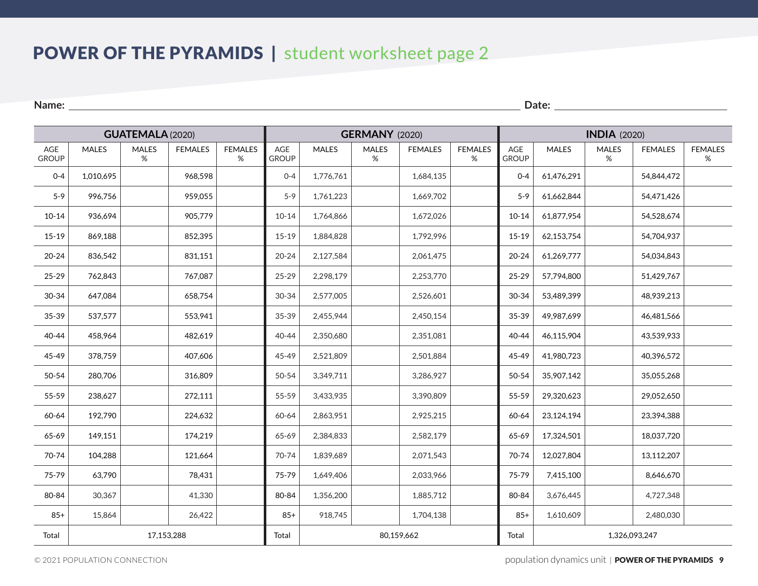# POWER OF THE PYRAMIDS | student worksheet page 2

**Name:** ______________________________ **Date:** ______________

| GUATEMALA (2020) | | | | | GERMANY (2020) | | | | | INDIA (2020) | | | | |
|---|---|---|---|---|---|---|---|---|---|---|---|---|---|---|
| AGE GROUP | MALES | MALES % | FEMALES | FEMALES % | AGE GROUP | MALES | MALES % | FEMALES | FEMALES % | AGE GROUP | MALES | MALES % | FEMALES | FEMALES % |
| 0-4 | 1,010,695 | | 968,598 | | 0-4 | 1,776,761 | | 1,684,135 | | 0-4 | 61,476,291 | | 54,844,472 | |
| 5-9 | 996,756 | | 959,055 | | 5-9 | 1,761,223 | | 1,669,702 | | 5-9 | 61,662,844 | | 54,471,426 | |
| 10-14 | 936,694 | | 905,779 | | 10-14 | 1,764,866 | | 1,672,026 | | 10-14 | 61,877,954 | | 54,528,674 | |
| 15-19 | 869,188 | | 852,395 | | 15-19 | 1,884,828 | | 1,792,996 | | 15-19 | 62,153,754 | | 54,704,937 | |
| 20-24 | 836,542 | | 831,151 | | 20-24 | 2,127,584 | | 2,061,475 | | 20-24 | 61,269,777 | | 54,034,843 | |
| 25-29 | 762,843 | | 767,087 | | 25-29 | 2,298,179 | | 2,253,770 | | 25-29 | 57,794,800 | | 51,429,767 | |
| 30-34 | 647,084 | | 658,754 | | 30-34 | 2,577,005 | | 2,526,601 | | 30-34 | 53,489,399 | | 48,939,213 | |
| 35-39 | 537,577 | | 553,941 | | 35-39 | 2,455,944 | | 2,450,154 | | 35-39 | 49,987,699 | | 46,481,566 | |
| 40-44 | 458,964 | | 482,619 | | 40-44 | 2,350,680 | | 2,351,081 | | 40-44 | 46,115,904 | | 43,539,933 | |
| 45-49 | 378,759 | | 407,606 | | 45-49 | 2,521,809 | | 2,501,884 | | 45-49 | 41,980,723 | | 40,396,572 | |
| 50-54 | 280,706 | | 316,809 | | 50-54 | 3,349,711 | | 3,286,927 | | 50-54 | 35,907,142 | | 35,055,268 | |
| 55-59 | 238,627 | | 272,111 | | 55-59 | 3,433,935 | | 3,390,809 | | 55-59 | 29,320,623 | | 29,052,650 | |
| 60-64 | 192,790 | | 224,632 | | 60-64 | 2,863,951 | | 2,925,215 | | 60-64 | 23,124,194 | | 23,394,388 | |
| 65-69 | 149,151 | | 174,219 | | 65-69 | 2,384,833 | | 2,582,179 | | 65-69 | 17,324,501 | | 18,037,720 | |
| 70-74 | 104,288 | | 121,664 | | 70-74 | 1,839,689 | | 2,071,543 | | 70-74 | 12,027,804 | | 13,112,207 | |
| 75-79 | 63,790 | | 78,431 | | 75-79 | 1,649,406 | | 2,033,966 | | 75-79 | 7,415,100 | | 8,646,670 | |
| 80-84 | 30,367 | | 41,330 | | 80-84 | 1,356,200 | | 1,885,712 | | 80-84 | 3,676,445 | | 4,727,348 | |
| 85+ | 15,864 | | 26,422 | | 85+ | 918,745 | | 1,704,138 | | 85+ | 1,610,609 | | 2,480,030 | |
| Total | 17,153,288 | | | | Total | 80,159,662 | | | | Total | 1,326,093,247 | | | |

© 2021 POPULATION CONNECTION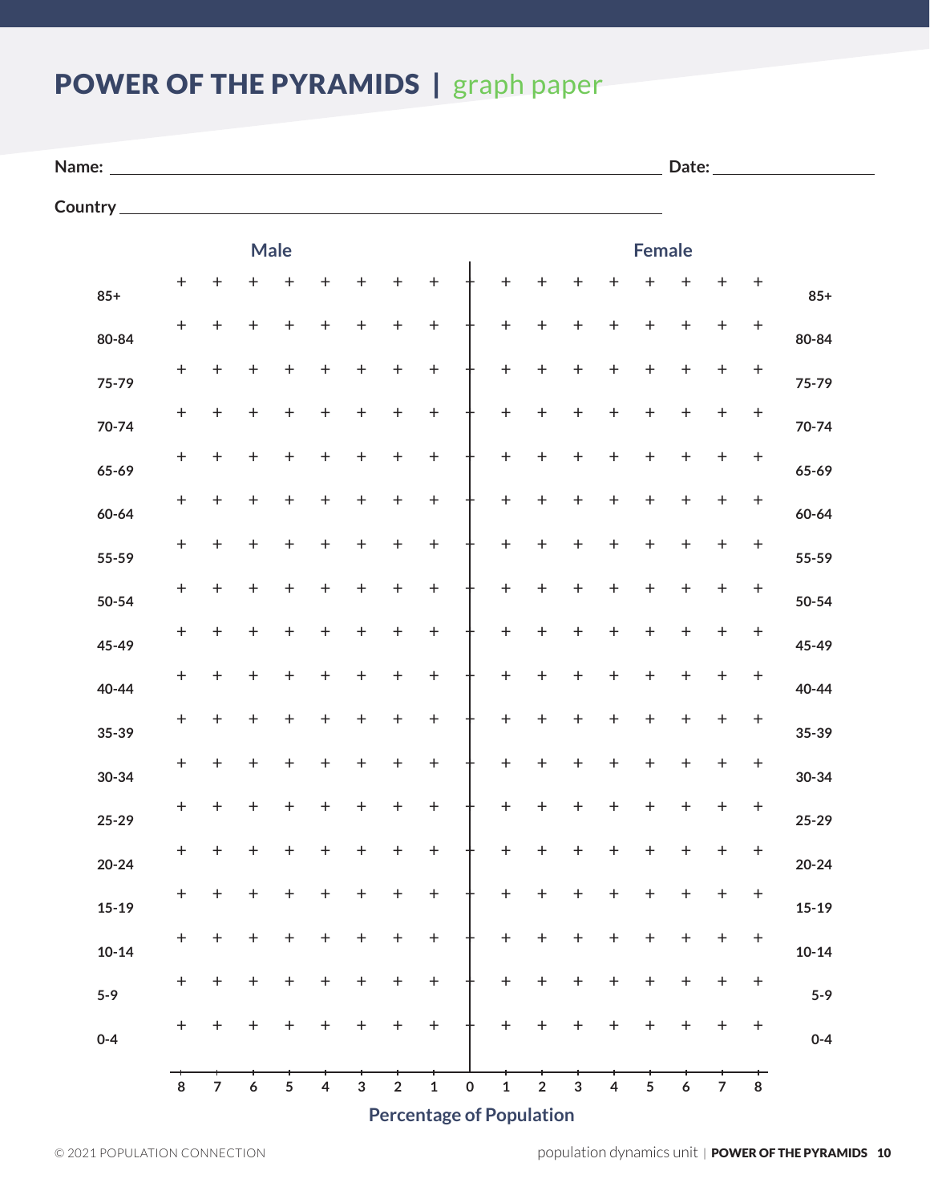# POWER OF THE PYRAMIDS | graph paper

**Name:** ______________________________ **Date:** ______________

**Country** ______________________________

| | **Male** | | | | | | | | | | | | | **Female** | | | | |
|---|---|---|---|---|---|---|---|---|---|---|---|---|---|---|---|---|---|---|
| **85+** | | | | | | | | | | | | | | | | | | **85+** |
| **80-84** | | | | | | | | | | | | | | | | | | **80-84** |
| **75-79** | | | | | | | | | | | | | | | | | | **75-79** |
| **70-74** | | | | | | | | | | | | | | | | | | **70-74** |
| **65-69** | | | | | | | | | | | | | | | | | | **65-69** |
| **60-64** | | | | | | | | | | | | | | | | | | **60-64** |
| **55-59** | | | | | | | | | | | | | | | | | | **55-59** |
| **50-54** | | | | | | | | | | | | | | | | | | **50-54** |
| **45-49** | | | | | | | | | | | | | | | | | | **45-49** |
| **40-44** | | | | | | | | | | | | | | | | | | **40-44** |
| **35-39** | | | | | | | | | | | | | | | | | | **35-39** |
| **30-34** | | | | | | | | | | | | | | | | | | **30-34** |
| **25-29** | | | | | | | | | | | | | | | | | | **25-29** |
| **20-24** | | | | | | | | | | | | | | | | | | **20-24** |
| **15-19** | | | | | | | | | | | | | | | | | | **15-19** |
| **10-14** | | | | | | | | | | | | | | | | | | **10-14** |
| **5-9** | | | | | | | | | | | | | | | | | | **5-9** |
| **0-4** | | | | | | | | | | | | | | | | | | **0-4** |
| | **8** | **7** | **6** | **5** | **4** | **3** | **2** | **1** | **0** | **1** | **2** | **3** | **4** | **5** | **6** | **7** | **8** | |

**Percentage of Population**

© 2021 POPULATION CONNECTION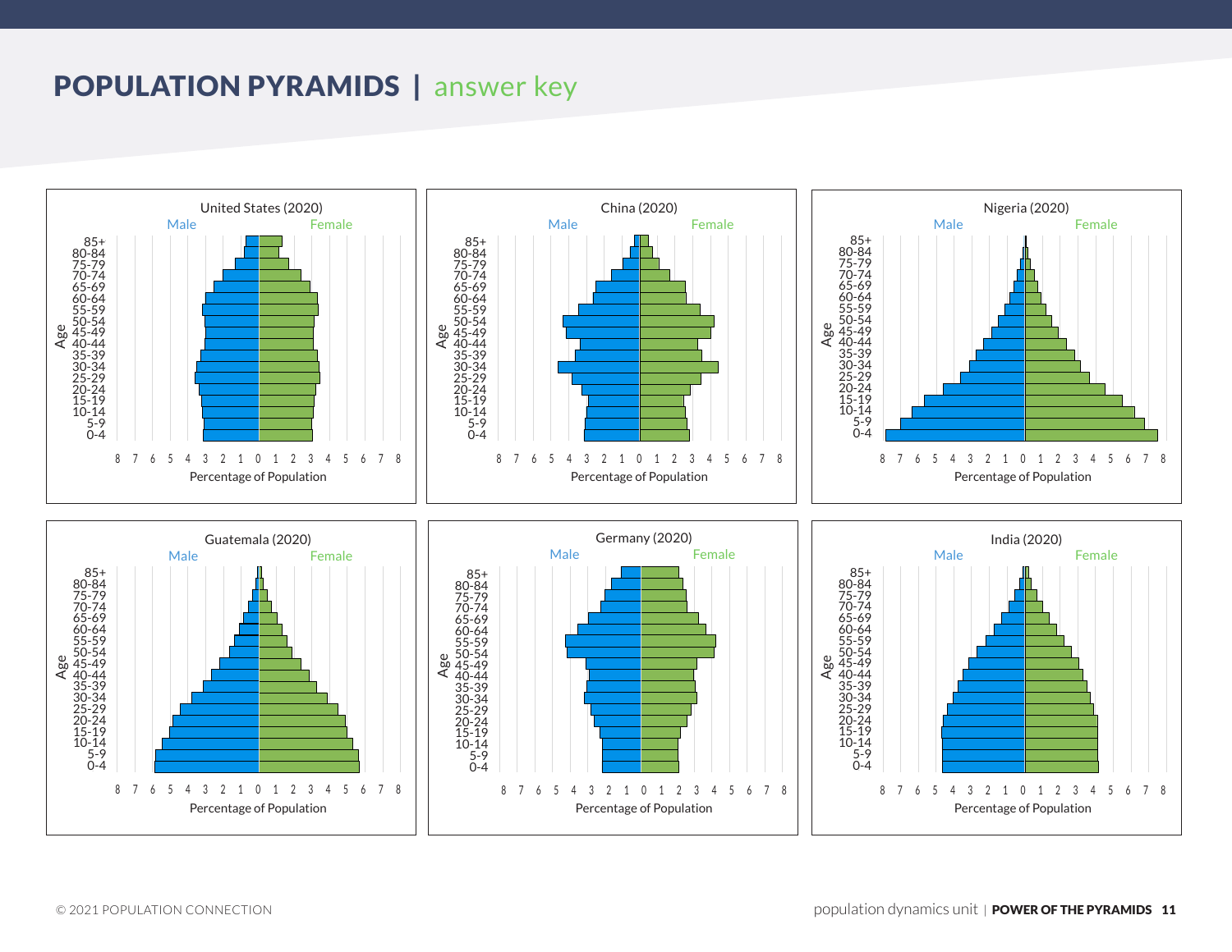# POPULATION PYRAMIDS | answer key

United States (2020)

Male Female

Age: 85+, 80-84, 75-79, 70-74, 65-69, 60-64, 55-59, 50-54, 45-49, 40-44, 35-39, 30-34, 25-29, 20-24, 15-19, 10-14, 5-9, 0-4

Percentage of Population: 8 7 6 5 4 3 2 1 0 1 2 3 4 5 6 7 8

China (2020)

Male Female

Age: 85+, 80-84, 75-79, 70-74, 65-69, 60-64, 55-59, 50-54, 45-49, 40-44, 35-39, 30-34, 25-29, 20-24, 15-19, 10-14, 5-9, 0-4

Percentage of Population: 8 7 6 5 4 3 2 1 0 1 2 3 4 5 6 7 8

Nigeria (2020)

Male Female

Age: 85+, 80-84, 75-79, 70-74, 65-69, 60-64, 55-59, 50-54, 45-49, 40-44, 35-39, 30-34, 25-29, 20-24, 15-19, 10-14, 5-9, 0-4

Percentage of Population: 8 7 6 5 4 3 2 1 0 1 2 3 4 5 6 7 8

Guatemala (2020)

Male Female

Age: 85+, 80-84, 75-79, 70-74, 65-69, 60-64, 55-59, 50-54, 45-49, 40-44, 35-39, 30-34, 25-29, 20-24, 15-19, 10-14, 5-9, 0-4

Percentage of Population: 8 7 6 5 4 3 2 1 0 1 2 3 4 5 6 7 8

Germany (2020)

Male Female

Age: 85+, 80-84, 75-79, 70-74, 65-69, 60-64, 55-59, 50-54, 45-49, 40-44, 35-39, 30-34, 25-29, 20-24, 15-19, 10-14, 5-9, 0-4

Percentage of Population: 8 7 6 5 4 3 2 1 0 1 2 3 4 5 6 7 8

India (2020)

Male Female

Age: 85+, 80-84, 75-79, 70-74, 65-69, 60-64, 55-59, 50-54, 45-49, 40-44, 35-39, 30-34, 25-29, 20-24, 15-19, 10-14, 5-9, 0-4

Percentage of Population: 8 7 6 5 4 3 2 1 0 1 2 3 4 5 6 7 8

© 2021 POPULATION CONNECTION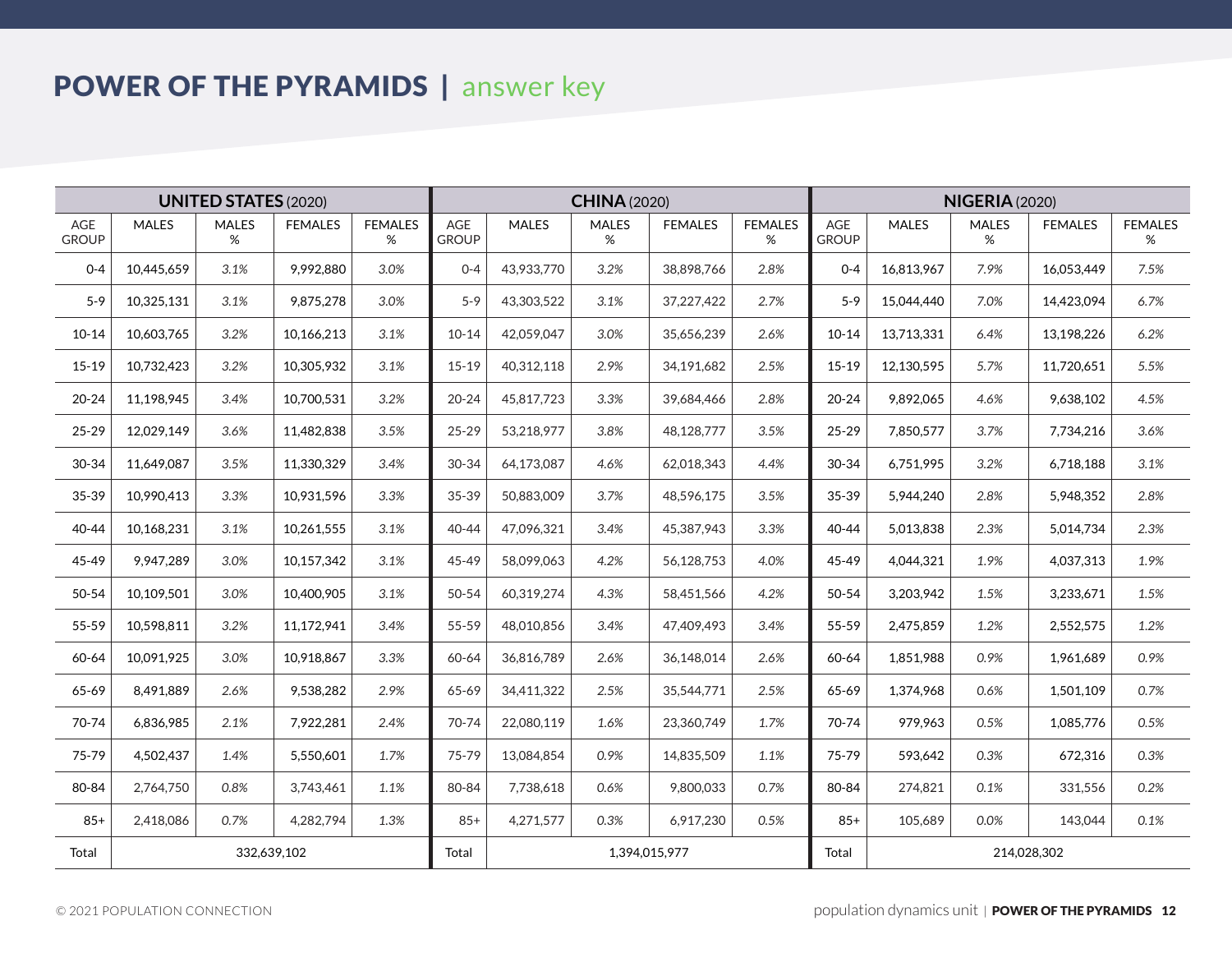# POWER OF THE PYRAMIDS | answer key

| **UNITED STATES** (2020) | | | | | **CHINA** (2020) | | | | | **NIGERIA** (2020) | | | | |
|---|---|---|---|---|---|---|---|---|---|---|---|---|---|---|
| AGE GROUP | MALES | MALES % | FEMALES | FEMALES % | AGE GROUP | MALES | MALES % | FEMALES | FEMALES % | AGE GROUP | MALES | MALES % | FEMALES | FEMALES % |
| 0-4 | 10,445,659 | *3.1%* | 9,992,880 | *3.0%* | 0-4 | 43,933,770 | *3.2%* | 38,898,766 | *2.8%* | 0-4 | 16,813,967 | *7.9%* | 16,053,449 | *7.5%* |
| 5-9 | 10,325,131 | *3.1%* | 9,875,278 | *3.0%* | 5-9 | 43,303,522 | *3.1%* | 37,227,422 | *2.7%* | 5-9 | 15,044,440 | *7.0%* | 14,423,094 | *6.7%* |
| 10-14 | 10,603,765 | *3.2%* | 10,166,213 | *3.1%* | 10-14 | 42,059,047 | *3.0%* | 35,656,239 | *2.6%* | 10-14 | 13,713,331 | *6.4%* | 13,198,226 | *6.2%* |
| 15-19 | 10,732,423 | *3.2%* | 10,305,932 | *3.1%* | 15-19 | 40,312,118 | *2.9%* | 34,191,682 | *2.5%* | 15-19 | 12,130,595 | *5.7%* | 11,720,651 | *5.5%* |
| 20-24 | 11,198,945 | *3.4%* | 10,700,531 | *3.2%* | 20-24 | 45,817,723 | *3.3%* | 39,684,466 | *2.8%* | 20-24 | 9,892,065 | *4.6%* | 9,638,102 | *4.5%* |
| 25-29 | 12,029,149 | *3.6%* | 11,482,838 | *3.5%* | 25-29 | 53,218,977 | *3.8%* | 48,128,777 | *3.5%* | 25-29 | 7,850,577 | *3.7%* | 7,734,216 | *3.6%* |
| 30-34 | 11,649,087 | *3.5%* | 11,330,329 | *3.4%* | 30-34 | 64,173,087 | *4.6%* | 62,018,343 | *4.4%* | 30-34 | 6,751,995 | *3.2%* | 6,718,188 | *3.1%* |
| 35-39 | 10,990,413 | *3.3%* | 10,931,596 | *3.3%* | 35-39 | 50,883,009 | *3.7%* | 48,596,175 | *3.5%* | 35-39 | 5,944,240 | *2.8%* | 5,948,352 | *2.8%* |
| 40-44 | 10,168,231 | *3.1%* | 10,261,555 | *3.1%* | 40-44 | 47,096,321 | *3.4%* | 45,387,943 | *3.3%* | 40-44 | 5,013,838 | *2.3%* | 5,014,734 | *2.3%* |
| 45-49 | 9,947,289 | *3.0%* | 10,157,342 | *3.1%* | 45-49 | 58,099,063 | *4.2%* | 56,128,753 | *4.0%* | 45-49 | 4,044,321 | *1.9%* | 4,037,313 | *1.9%* |
| 50-54 | 10,109,501 | *3.0%* | 10,400,905 | *3.1%* | 50-54 | 60,319,274 | *4.3%* | 58,451,566 | *4.2%* | 50-54 | 3,203,942 | *1.5%* | 3,233,671 | *1.5%* |
| 55-59 | 10,598,811 | *3.2%* | 11,172,941 | *3.4%* | 55-59 | 48,010,856 | *3.4%* | 47,409,493 | *3.4%* | 55-59 | 2,475,859 | *1.2%* | 2,552,575 | *1.2%* |
| 60-64 | 10,091,925 | *3.0%* | 10,918,867 | *3.3%* | 60-64 | 36,816,789 | *2.6%* | 36,148,014 | *2.6%* | 60-64 | 1,851,988 | *0.9%* | 1,961,689 | *0.9%* |
| 65-69 | 8,491,889 | *2.6%* | 9,538,282 | *2.9%* | 65-69 | 34,411,322 | *2.5%* | 35,544,771 | *2.5%* | 65-69 | 1,374,968 | *0.6%* | 1,501,109 | *0.7%* |
| 70-74 | 6,836,985 | *2.1%* | 7,922,281 | *2.4%* | 70-74 | 22,080,119 | *1.6%* | 23,360,749 | *1.7%* | 70-74 | 979,963 | *0.5%* | 1,085,776 | *0.5%* |
| 75-79 | 4,502,437 | *1.4%* | 5,550,601 | *1.7%* | 75-79 | 13,084,854 | *0.9%* | 14,835,509 | *1.1%* | 75-79 | 593,642 | *0.3%* | 672,316 | *0.3%* |
| 80-84 | 2,764,750 | *0.8%* | 3,743,461 | *1.1%* | 80-84 | 7,738,618 | *0.6%* | 9,800,033 | *0.7%* | 80-84 | 274,821 | *0.1%* | 331,556 | *0.2%* |
| 85+ | 2,418,086 | *0.7%* | 4,282,794 | *1.3%* | 85+ | 4,271,577 | *0.3%* | 6,917,230 | *0.5%* | 85+ | 105,689 | *0.0%* | 143,044 | *0.1%* |
| Total | 332,639,102 | | | | Total | 1,394,015,977 | | | | Total | 214,028,302 | | | |

© 2021 POPULATION CONNECTION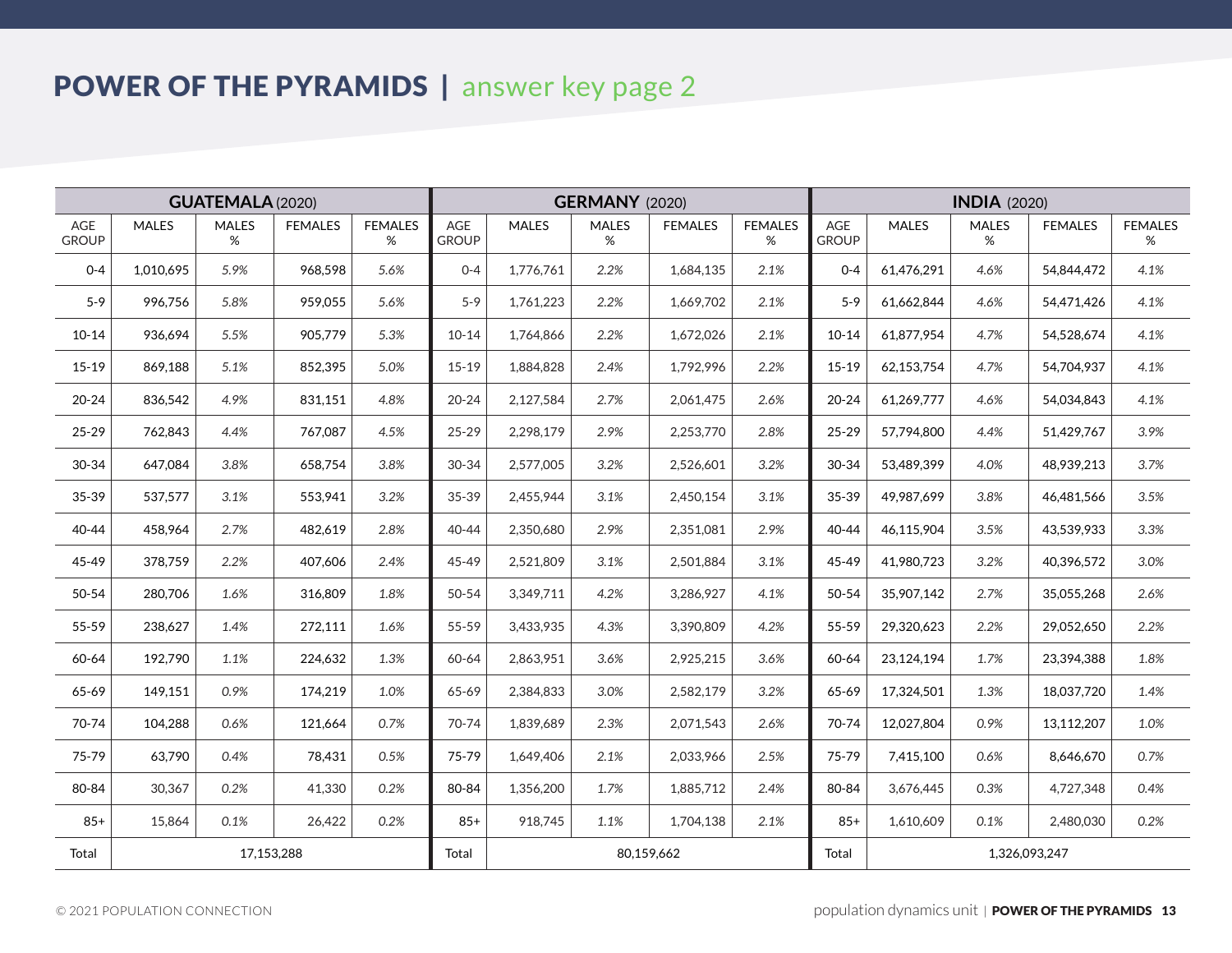# POWER OF THE PYRAMIDS | answer key page 2

| GUATEMALA (2020) | | | | | GERMANY (2020) | | | | | INDIA (2020) | | | | |
|---|---|---|---|---|---|---|---|---|---|---|---|---|---|---|
| AGE GROUP | MALES | MALES % | FEMALES | FEMALES % | AGE GROUP | MALES | MALES % | FEMALES | FEMALES % | AGE GROUP | MALES | MALES % | FEMALES | FEMALES % |
| 0-4 | 1,010,695 | *5.9%* | 968,598 | *5.6%* | 0-4 | 1,776,761 | *2.2%* | 1,684,135 | *2.1%* | 0-4 | 61,476,291 | *4.6%* | 54,844,472 | *4.1%* |
| 5-9 | 996,756 | *5.8%* | 959,055 | *5.6%* | 5-9 | 1,761,223 | *2.2%* | 1,669,702 | *2.1%* | 5-9 | 61,662,844 | *4.6%* | 54,471,426 | *4.1%* |
| 10-14 | 936,694 | *5.5%* | 905,779 | *5.3%* | 10-14 | 1,764,866 | *2.2%* | 1,672,026 | *2.1%* | 10-14 | 61,877,954 | *4.7%* | 54,528,674 | *4.1%* |
| 15-19 | 869,188 | *5.1%* | 852,395 | *5.0%* | 15-19 | 1,884,828 | *2.4%* | 1,792,996 | *2.2%* | 15-19 | 62,153,754 | *4.7%* | 54,704,937 | *4.1%* |
| 20-24 | 836,542 | *4.9%* | 831,151 | *4.8%* | 20-24 | 2,127,584 | *2.7%* | 2,061,475 | *2.6%* | 20-24 | 61,269,777 | *4.6%* | 54,034,843 | *4.1%* |
| 25-29 | 762,843 | *4.4%* | 767,087 | *4.5%* | 25-29 | 2,298,179 | *2.9%* | 2,253,770 | *2.8%* | 25-29 | 57,794,800 | *4.4%* | 51,429,767 | *3.9%* |
| 30-34 | 647,084 | *3.8%* | 658,754 | *3.8%* | 30-34 | 2,577,005 | *3.2%* | 2,526,601 | *3.2%* | 30-34 | 53,489,399 | *4.0%* | 48,939,213 | *3.7%* |
| 35-39 | 537,577 | *3.1%* | 553,941 | *3.2%* | 35-39 | 2,455,944 | *3.1%* | 2,450,154 | *3.1%* | 35-39 | 49,987,699 | *3.8%* | 46,481,566 | *3.5%* |
| 40-44 | 458,964 | *2.7%* | 482,619 | *2.8%* | 40-44 | 2,350,680 | *2.9%* | 2,351,081 | *2.9%* | 40-44 | 46,115,904 | *3.5%* | 43,539,933 | *3.3%* |
| 45-49 | 378,759 | *2.2%* | 407,606 | *2.4%* | 45-49 | 2,521,809 | *3.1%* | 2,501,884 | *3.1%* | 45-49 | 41,980,723 | *3.2%* | 40,396,572 | *3.0%* |
| 50-54 | 280,706 | *1.6%* | 316,809 | *1.8%* | 50-54 | 3,349,711 | *4.2%* | 3,286,927 | *4.1%* | 50-54 | 35,907,142 | *2.7%* | 35,055,268 | *2.6%* |
| 55-59 | 238,627 | *1.4%* | 272,111 | *1.6%* | 55-59 | 3,433,935 | *4.3%* | 3,390,809 | *4.2%* | 55-59 | 29,320,623 | *2.2%* | 29,052,650 | *2.2%* |
| 60-64 | 192,790 | *1.1%* | 224,632 | *1.3%* | 60-64 | 2,863,951 | *3.6%* | 2,925,215 | *3.6%* | 60-64 | 23,124,194 | *1.7%* | 23,394,388 | *1.8%* |
| 65-69 | 149,151 | *0.9%* | 174,219 | *1.0%* | 65-69 | 2,384,833 | *3.0%* | 2,582,179 | *3.2%* | 65-69 | 17,324,501 | *1.3%* | 18,037,720 | *1.4%* |
| 70-74 | 104,288 | *0.6%* | 121,664 | *0.7%* | 70-74 | 1,839,689 | *2.3%* | 2,071,543 | *2.6%* | 70-74 | 12,027,804 | *0.9%* | 13,112,207 | *1.0%* |
| 75-79 | 63,790 | *0.4%* | 78,431 | *0.5%* | 75-79 | 1,649,406 | *2.1%* | 2,033,966 | *2.5%* | 75-79 | 7,415,100 | *0.6%* | 8,646,670 | *0.7%* |
| 80-84 | 30,367 | *0.2%* | 41,330 | *0.2%* | 80-84 | 1,356,200 | *1.7%* | 1,885,712 | *2.4%* | 80-84 | 3,676,445 | *0.3%* | 4,727,348 | *0.4%* |
| 85+ | 15,864 | *0.1%* | 26,422 | *0.2%* | 85+ | 918,745 | *1.1%* | 1,704,138 | *2.1%* | 85+ | 1,610,609 | *0.1%* | 2,480,030 | *0.2%* |
| Total | 17,153,288 | | | | Total | 80,159,662 | | | | Total | 1,326,093,247 | | | |

© 2021 POPULATION CONNECTION